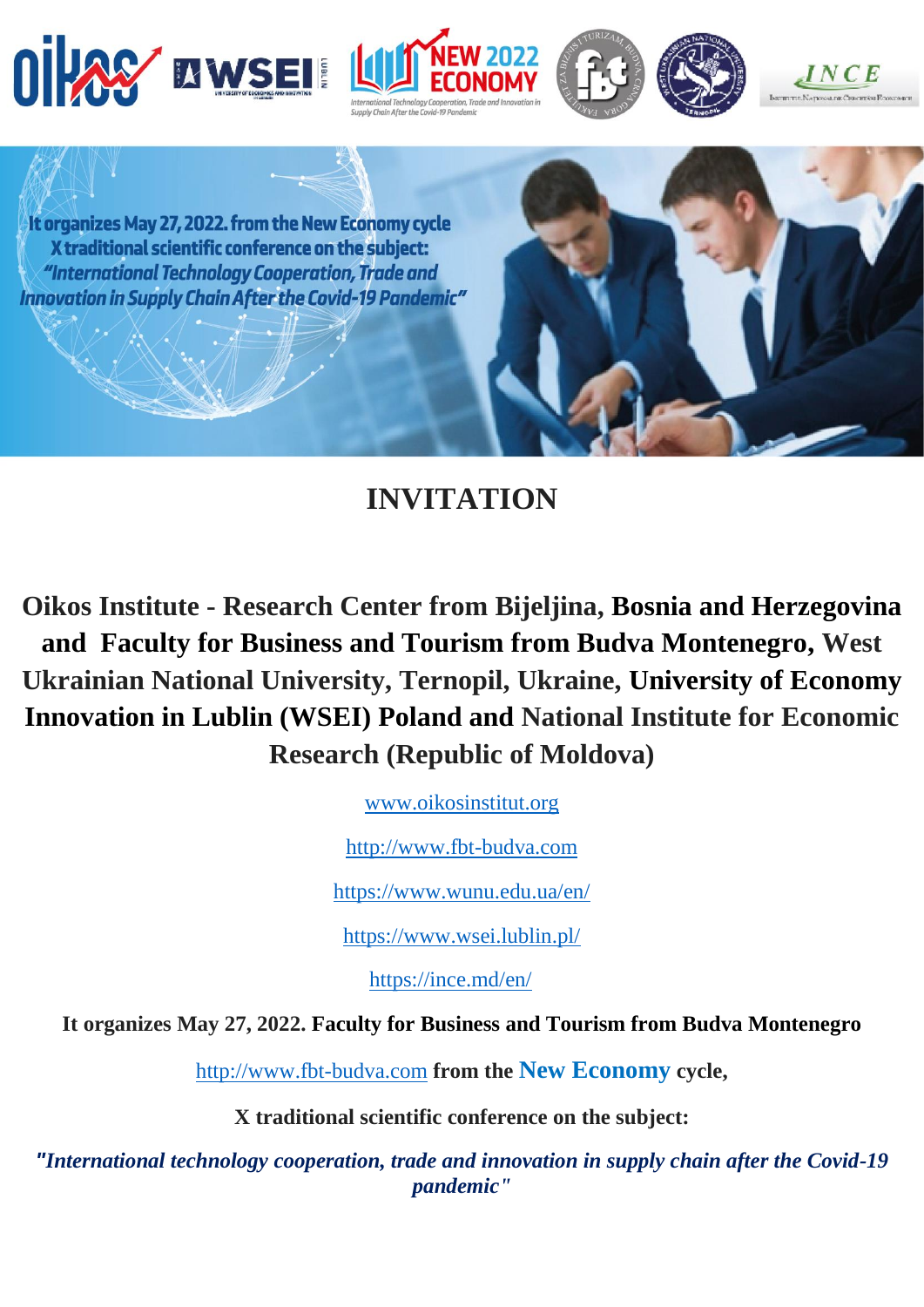It organizes May 27, 2022. from the New Economy cycle X traditional scientific conference on the subject: *"International Technology Cooperation, Trade and Innovation in Supply Chain After the Covid-19 Pandemic"*

# INVITATION

**Oikos Institute - Research Center from Bijeljina, Bosnia and Herzegovina and Faculty for Business and Tourism from Budva Montenegro, West Ukrainian National University, Ternopil, Ukraine, University of Economy Innovation in Lublin (WSEI) Poland and National Institute for Economic Research (Republic of Moldova)**

www.oikosinstitut.org

http://www.fbt-budva.com

https://www.wunu.edu.ua/en/

https://www.wsei.lublin.pl/

https://ince.md/en/

**It organizes May 27, 2022. Faculty for Business and Tourism from Budva Montenegro**

http://www.fbt-budva.com **from the New Economy cycle,**

**X traditional scientific conference on the subject:**

***"International technology cooperation, trade and innovation in supply chain after the Covid-19 pandemic"***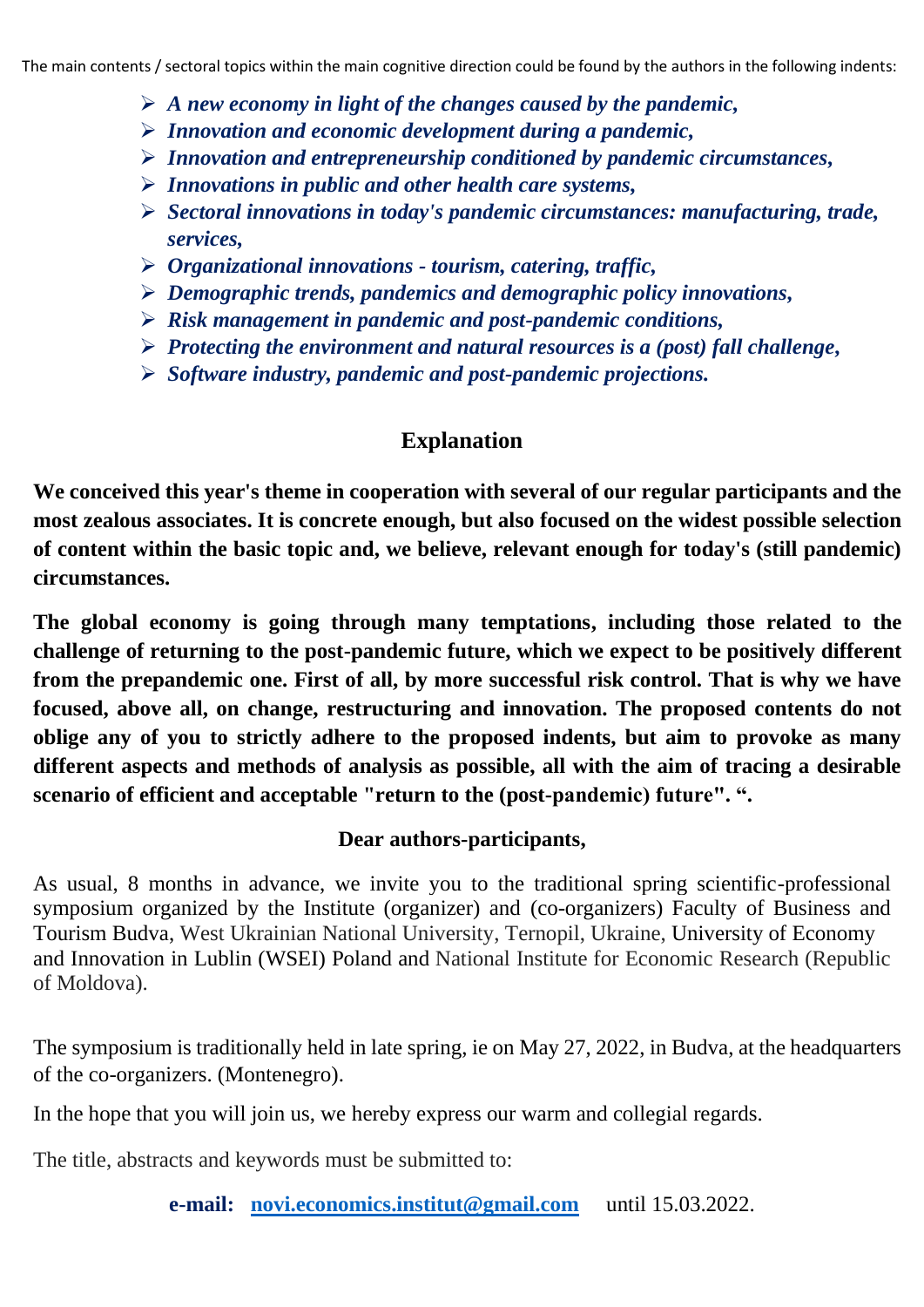The main contents / sectoral topics within the main cognitive direction could be found by the authors in the following indents:

- ***A new economy in light of the changes caused by the pandemic,***
- ***Innovation and economic development during a pandemic,***
- ***Innovation and entrepreneurship conditioned by pandemic circumstances,***
- ***Innovations in public and other health care systems,***
- ***Sectoral innovations in today's pandemic circumstances: manufacturing, trade, services,***
- ***Organizational innovations - tourism, catering, traffic,***
- ***Demographic trends, pandemics and demographic policy innovations,***
- ***Risk management in pandemic and post-pandemic conditions,***
- ***Protecting the environment and natural resources is a (post) fall challenge,***
- ***Software industry, pandemic and post-pandemic projections.***

## Explanation

**We conceived this year's theme in cooperation with several of our regular participants and the most zealous associates. It is concrete enough, but also focused on the widest possible selection of content within the basic topic and, we believe, relevant enough for today's (still pandemic) circumstances.**

**The global economy is going through many temptations, including those related to the challenge of returning to the post-pandemic future, which we expect to be positively different from the prepandemic one. First of all, by more successful risk control. That is why we have focused, above all, on change, restructuring and innovation. The proposed contents do not oblige any of you to strictly adhere to the proposed indents, but aim to provoke as many different aspects and methods of analysis as possible, all with the aim of tracing a desirable scenario of efficient and acceptable "return to the (post-pandemic) future". ".**

**Dear authors-participants,**

As usual, 8 months in advance, we invite you to the traditional spring scientific-professional symposium organized by the Institute (organizer) and (co-organizers) Faculty of Business and Tourism Budva, West Ukrainian National University, Ternopil, Ukraine, University of Economy and Innovation in Lublin (WSEI) Poland and National Institute for Economic Research (Republic of Moldova).

The symposium is traditionally held in late spring, ie on May 27, 2022, in Budva, at the headquarters of the co-organizers. (Montenegro).

In the hope that you will join us, we hereby express our warm and collegial regards.

The title, abstracts and keywords must be submitted to:

**e-mail:** novi.economics.institut@gmail.com until 15.03.2022.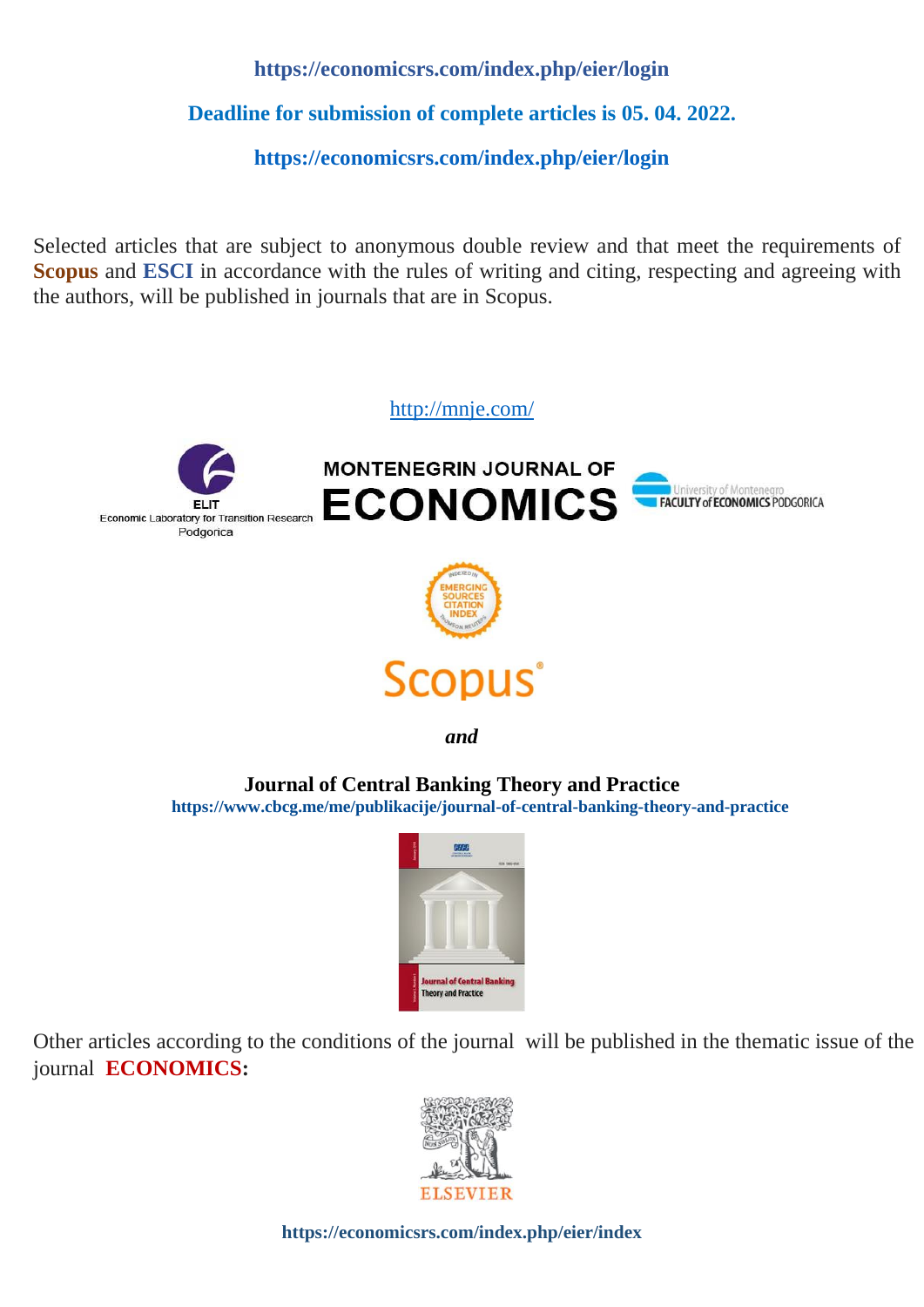**https://economicsrs.com/index.php/eier/login**

**Deadline for submission of complete articles is 05. 04. 2022.**

**https://economicsrs.com/index.php/eier/login**

Selected articles that are subject to anonymous double review and that meet the requirements of **Scopus** and **ESCI** in accordance with the rules of writing and citing, respecting and agreeing with the authors, will be published in journals that are in Scopus.

http://mnje.com/

MONTENEGRIN JOURNAL OF ECONOMICS

ELIT Economic Laboratory for Transition Research Podgorica

University of Montenegro FACULTY of ECONOMICS PODGORICA

Scopus

***and***

**Journal of Central Banking Theory and Practice**

**https://www.cbcg.me/me/publikacije/journal-of-central-banking-theory-and-practice**

Other articles according to the conditions of the journal will be published in the thematic issue of the journal **ECONOMICS:**

ELSEVIER

**https://economicsrs.com/index.php/eier/index**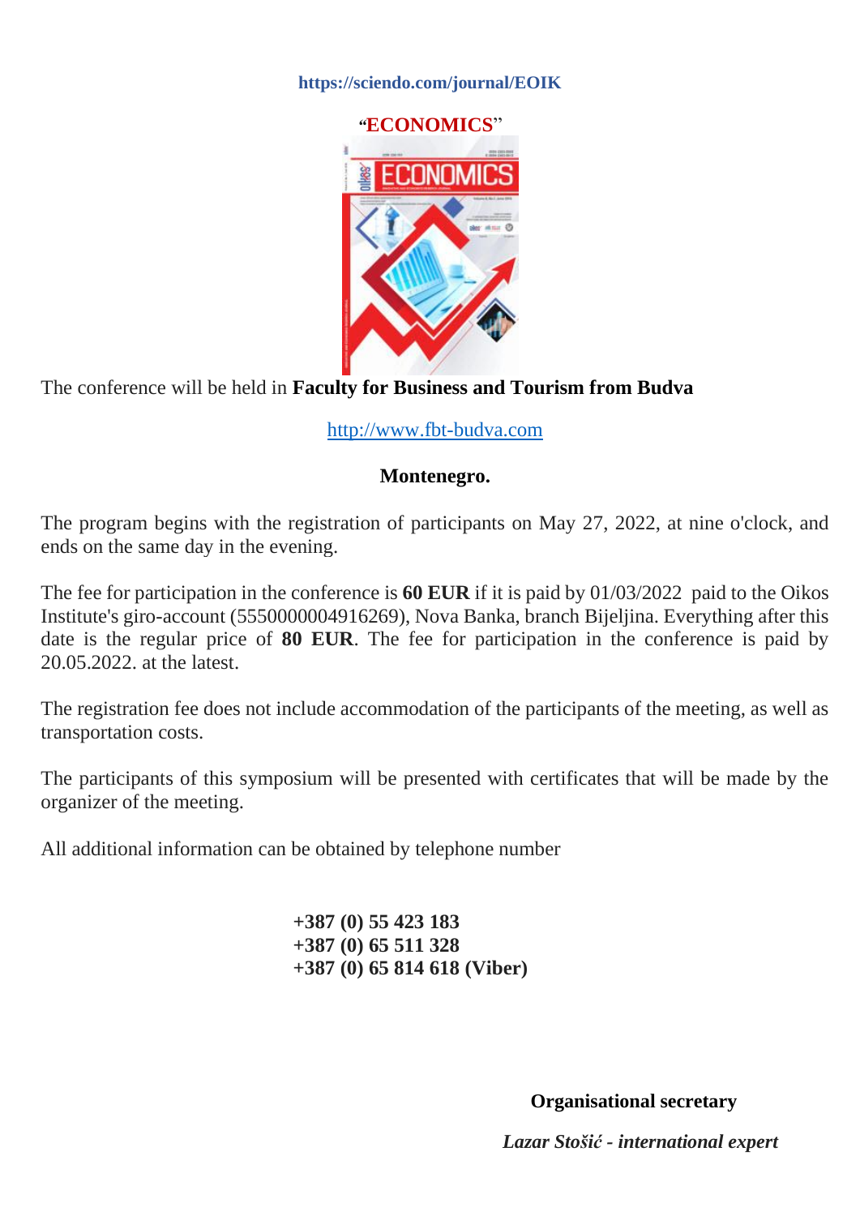**https://sciendo.com/journal/EOIK**

**"ECONOMICS"**

The conference will be held in **Faculty for Business and Tourism from Budva**

http://www.fbt-budva.com

**Montenegro.**

The program begins with the registration of participants on May 27, 2022, at nine o'clock, and ends on the same day in the evening.

The fee for participation in the conference is **60 EUR** if it is paid by 01/03/2022 paid to the Oikos Institute's giro-account (5550000004916269), Nova Banka, branch Bijeljina. Everything after this date is the regular price of **80 EUR**. The fee for participation in the conference is paid by 20.05.2022. at the latest.

The registration fee does not include accommodation of the participants of the meeting, as well as transportation costs.

The participants of this symposium will be presented with certificates that will be made by the organizer of the meeting.

All additional information can be obtained by telephone number

**+387 (0) 55 423 183**
**+387 (0) 65 511 328**
**+387 (0) 65 814 618 (Viber)**

**Organisational secretary**

***Lazar Stošić - international expert***